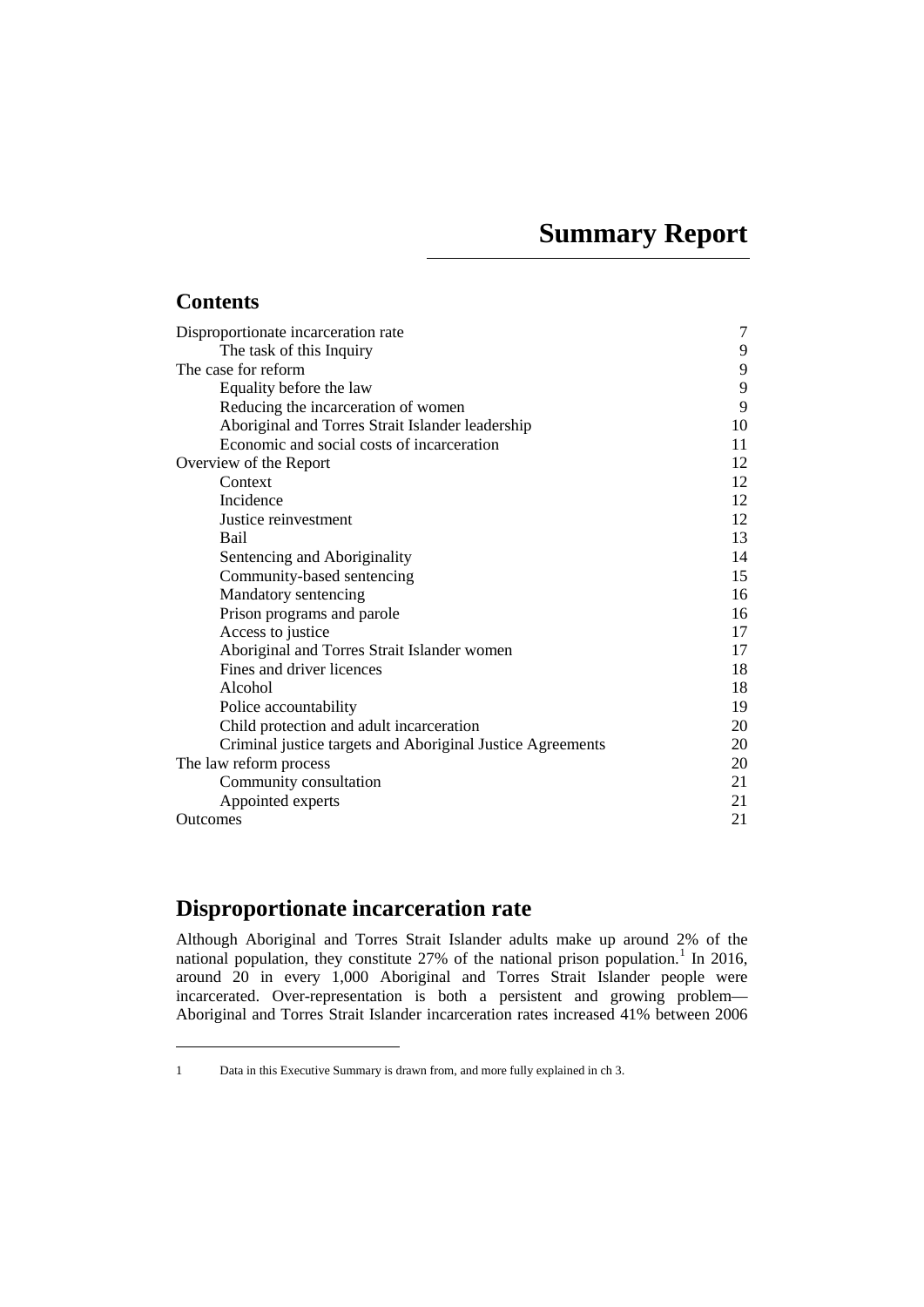# Summary Report

## Contents

| | |
|---|---|
| Disproportionate incarceration rate | 7 |
| The task of this Inquiry | 9 |
| The case for reform | 9 |
| Equality before the law | 9 |
| Reducing the incarceration of women | 9 |
| Aboriginal and Torres Strait Islander leadership | 10 |
| Economic and social costs of incarceration | 11 |
| Overview of the Report | 12 |
| Context | 12 |
| Incidence | 12 |
| Justice reinvestment | 12 |
| Bail | 13 |
| Sentencing and Aboriginality | 14 |
| Community-based sentencing | 15 |
| Mandatory sentencing | 16 |
| Prison programs and parole | 16 |
| Access to justice | 17 |
| Aboriginal and Torres Strait Islander women | 17 |
| Fines and driver licences | 18 |
| Alcohol | 18 |
| Police accountability | 19 |
| Child protection and adult incarceration | 20 |
| Criminal justice targets and Aboriginal Justice Agreements | 20 |
| The law reform process | 20 |
| Community consultation | 21 |
| Appointed experts | 21 |
| Outcomes | 21 |

## Disproportionate incarceration rate

Although Aboriginal and Torres Strait Islander adults make up around 2% of the national population, they constitute 27% of the national prison population.[1] In 2016, around 20 in every 1,000 Aboriginal and Torres Strait Islander people were incarcerated. Over-representation is both a persistent and growing problem—Aboriginal and Torres Strait Islander incarceration rates increased 41% between 2006

---

1 Data in this Executive Summary is drawn from, and more fully explained in ch 3.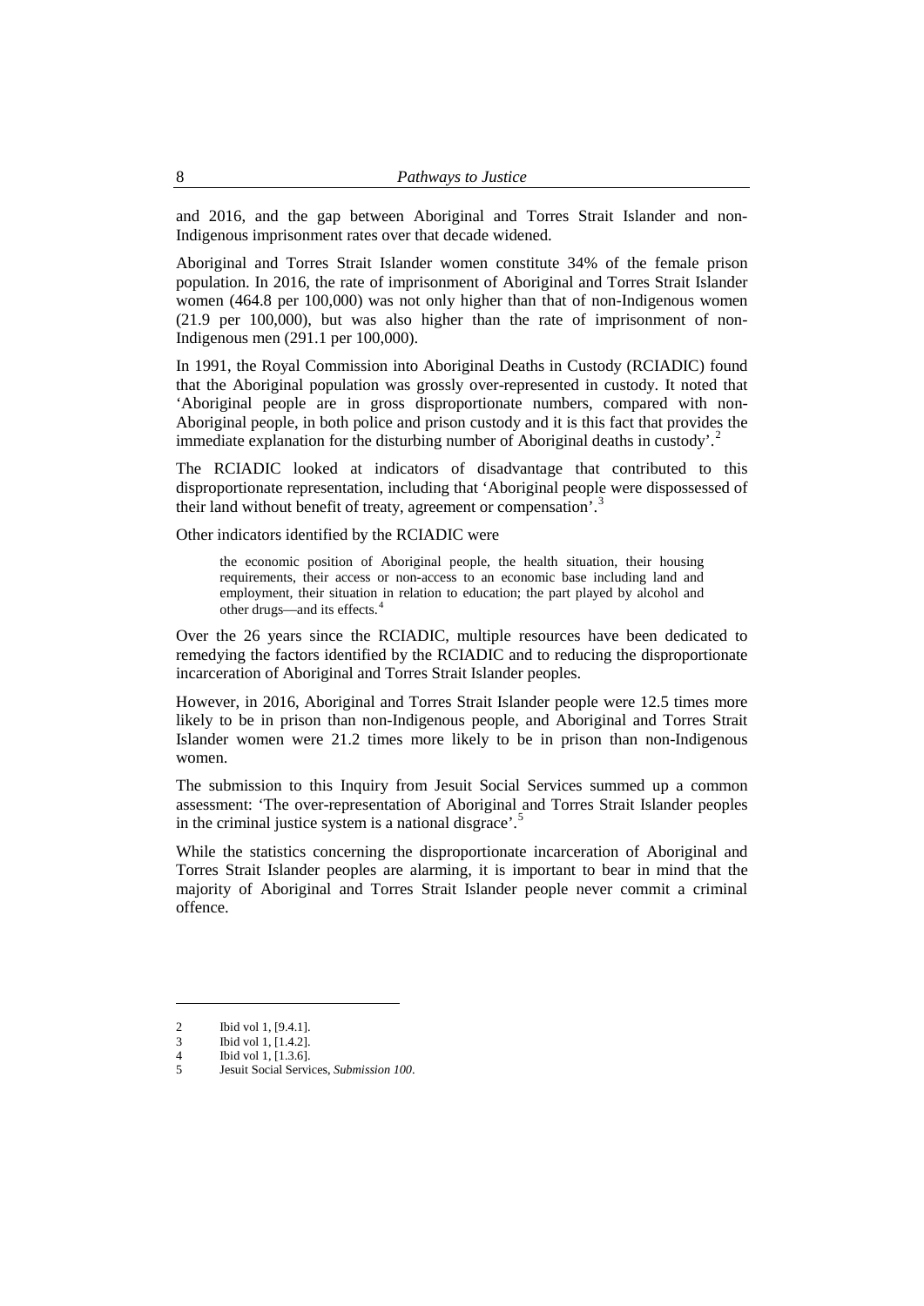and 2016, and the gap between Aboriginal and Torres Strait Islander and non-Indigenous imprisonment rates over that decade widened.

Aboriginal and Torres Strait Islander women constitute 34% of the female prison population. In 2016, the rate of imprisonment of Aboriginal and Torres Strait Islander women (464.8 per 100,000) was not only higher than that of non-Indigenous women (21.9 per 100,000), but was also higher than the rate of imprisonment of non-Indigenous men (291.1 per 100,000).

In 1991, the Royal Commission into Aboriginal Deaths in Custody (RCIADIC) found that the Aboriginal population was grossly over-represented in custody. It noted that 'Aboriginal people are in gross disproportionate numbers, compared with non-Aboriginal people, in both police and prison custody and it is this fact that provides the immediate explanation for the disturbing number of Aboriginal deaths in custody'.[2]

The RCIADIC looked at indicators of disadvantage that contributed to this disproportionate representation, including that 'Aboriginal people were dispossessed of their land without benefit of treaty, agreement or compensation'.[3]

Other indicators identified by the RCIADIC were

> the economic position of Aboriginal people, the health situation, their housing requirements, their access or non-access to an economic base including land and employment, their situation in relation to education; the part played by alcohol and other drugs—and its effects.[4]

Over the 26 years since the RCIADIC, multiple resources have been dedicated to remedying the factors identified by the RCIADIC and to reducing the disproportionate incarceration of Aboriginal and Torres Strait Islander peoples.

However, in 2016, Aboriginal and Torres Strait Islander people were 12.5 times more likely to be in prison than non-Indigenous people, and Aboriginal and Torres Strait Islander women were 21.2 times more likely to be in prison than non-Indigenous women.

The submission to this Inquiry from Jesuit Social Services summed up a common assessment: 'The over-representation of Aboriginal and Torres Strait Islander peoples in the criminal justice system is a national disgrace'.[5]

While the statistics concerning the disproportionate incarceration of Aboriginal and Torres Strait Islander peoples are alarming, it is important to bear in mind that the majority of Aboriginal and Torres Strait Islander people never commit a criminal offence.

---

2 Ibid vol 1, [9.4.1].
3 Ibid vol 1, [1.4.2].
4 Ibid vol 1, [1.3.6].
5 Jesuit Social Services, *Submission 100*.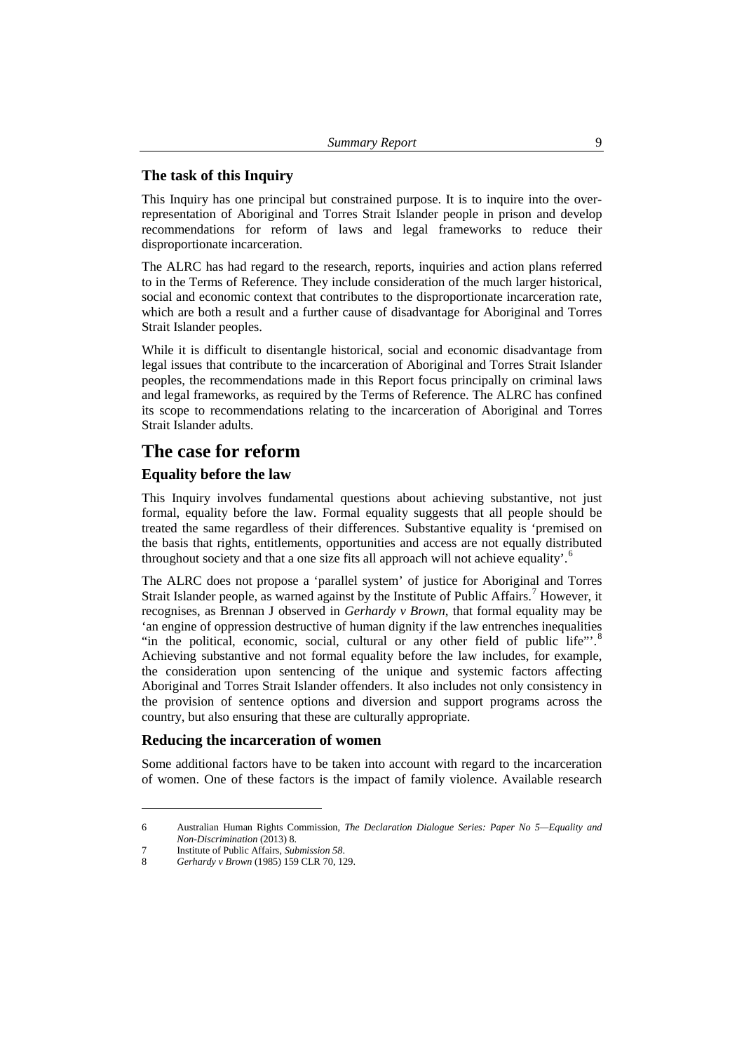### The task of this Inquiry

This Inquiry has one principal but constrained purpose. It is to inquire into the over-representation of Aboriginal and Torres Strait Islander people in prison and develop recommendations for reform of laws and legal frameworks to reduce their disproportionate incarceration.

The ALRC has had regard to the research, reports, inquiries and action plans referred to in the Terms of Reference. They include consideration of the much larger historical, social and economic context that contributes to the disproportionate incarceration rate, which are both a result and a further cause of disadvantage for Aboriginal and Torres Strait Islander peoples.

While it is difficult to disentangle historical, social and economic disadvantage from legal issues that contribute to the incarceration of Aboriginal and Torres Strait Islander peoples, the recommendations made in this Report focus principally on criminal laws and legal frameworks, as required by the Terms of Reference. The ALRC has confined its scope to recommendations relating to the incarceration of Aboriginal and Torres Strait Islander adults.

## The case for reform

### Equality before the law

This Inquiry involves fundamental questions about achieving substantive, not just formal, equality before the law. Formal equality suggests that all people should be treated the same regardless of their differences. Substantive equality is 'premised on the basis that rights, entitlements, opportunities and access are not equally distributed throughout society and that a one size fits all approach will not achieve equality'.[6]

The ALRC does not propose a 'parallel system' of justice for Aboriginal and Torres Strait Islander people, as warned against by the Institute of Public Affairs.[7] However, it recognises, as Brennan J observed in *Gerhardy v Brown*, that formal equality may be 'an engine of oppression destructive of human dignity if the law entrenches inequalities "in the political, economic, social, cultural or any other field of public life"'.[8] Achieving substantive and not formal equality before the law includes, for example, the consideration upon sentencing of the unique and systemic factors affecting Aboriginal and Torres Strait Islander offenders. It also includes not only consistency in the provision of sentence options and diversion and support programs across the country, but also ensuring that these are culturally appropriate.

### Reducing the incarceration of women

Some additional factors have to be taken into account with regard to the incarceration of women. One of these factors is the impact of family violence. Available research

---

6 Australian Human Rights Commission, *The Declaration Dialogue Series: Paper No 5—Equality and Non-Discrimination* (2013) 8.

7 Institute of Public Affairs, *Submission 58*.

8 *Gerhardy v Brown* (1985) 159 CLR 70, 129.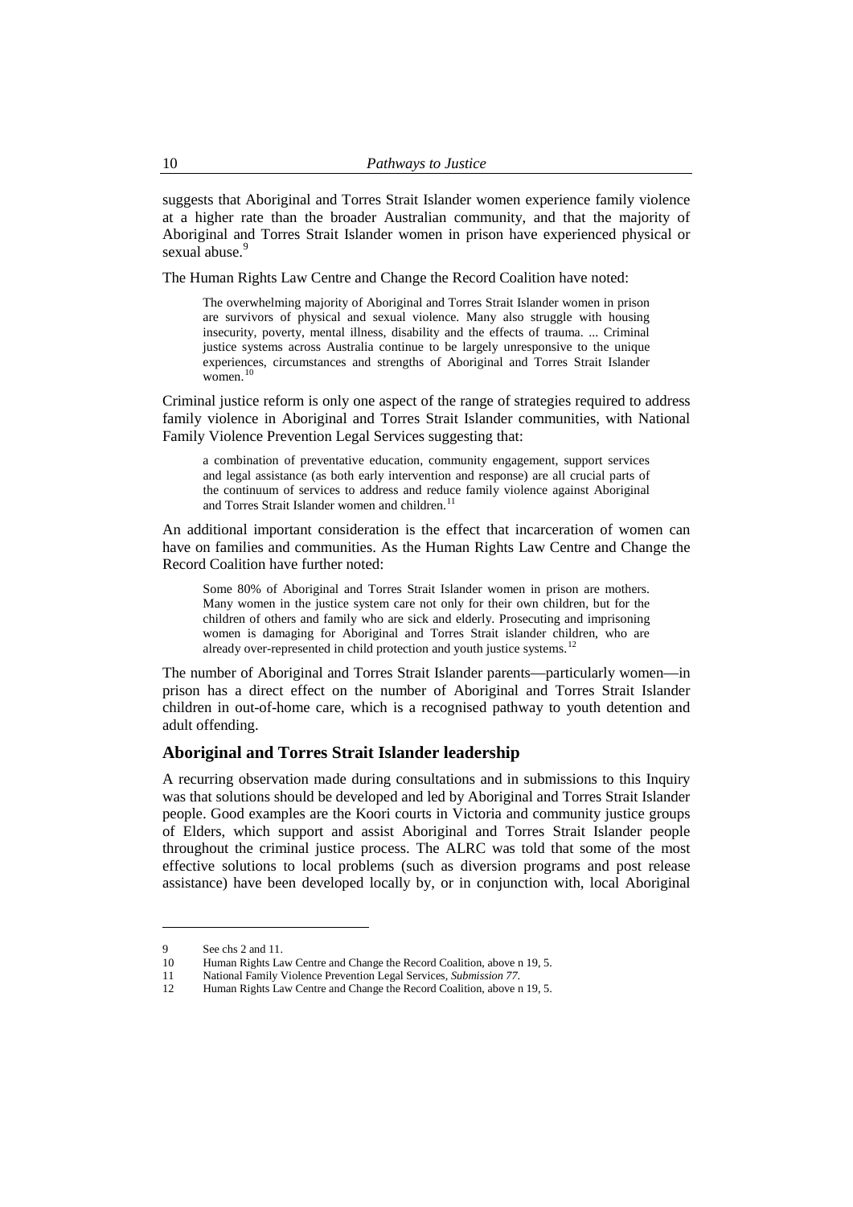suggests that Aboriginal and Torres Strait Islander women experience family violence at a higher rate than the broader Australian community, and that the majority of Aboriginal and Torres Strait Islander women in prison have experienced physical or sexual abuse.[9]

The Human Rights Law Centre and Change the Record Coalition have noted:

> The overwhelming majority of Aboriginal and Torres Strait Islander women in prison are survivors of physical and sexual violence. Many also struggle with housing insecurity, poverty, mental illness, disability and the effects of trauma. ... Criminal justice systems across Australia continue to be largely unresponsive to the unique experiences, circumstances and strengths of Aboriginal and Torres Strait Islander women.[10]

Criminal justice reform is only one aspect of the range of strategies required to address family violence in Aboriginal and Torres Strait Islander communities, with National Family Violence Prevention Legal Services suggesting that:

> a combination of preventative education, community engagement, support services and legal assistance (as both early intervention and response) are all crucial parts of the continuum of services to address and reduce family violence against Aboriginal and Torres Strait Islander women and children.[11]

An additional important consideration is the effect that incarceration of women can have on families and communities. As the Human Rights Law Centre and Change the Record Coalition have further noted:

> Some 80% of Aboriginal and Torres Strait Islander women in prison are mothers. Many women in the justice system care not only for their own children, but for the children of others and family who are sick and elderly. Prosecuting and imprisoning women is damaging for Aboriginal and Torres Strait islander children, who are already over-represented in child protection and youth justice systems.[12]

The number of Aboriginal and Torres Strait Islander parents—particularly women—in prison has a direct effect on the number of Aboriginal and Torres Strait Islander children in out-of-home care, which is a recognised pathway to youth detention and adult offending.

### Aboriginal and Torres Strait Islander leadership

A recurring observation made during consultations and in submissions to this Inquiry was that solutions should be developed and led by Aboriginal and Torres Strait Islander people. Good examples are the Koori courts in Victoria and community justice groups of Elders, which support and assist Aboriginal and Torres Strait Islander people throughout the criminal justice process. The ALRC was told that some of the most effective solutions to local problems (such as diversion programs and post release assistance) have been developed locally by, or in conjunction with, local Aboriginal

---

9 See chs 2 and 11.

10 Human Rights Law Centre and Change the Record Coalition, above n 19, 5.

11 National Family Violence Prevention Legal Services, *Submission 77*.

12 Human Rights Law Centre and Change the Record Coalition, above n 19, 5.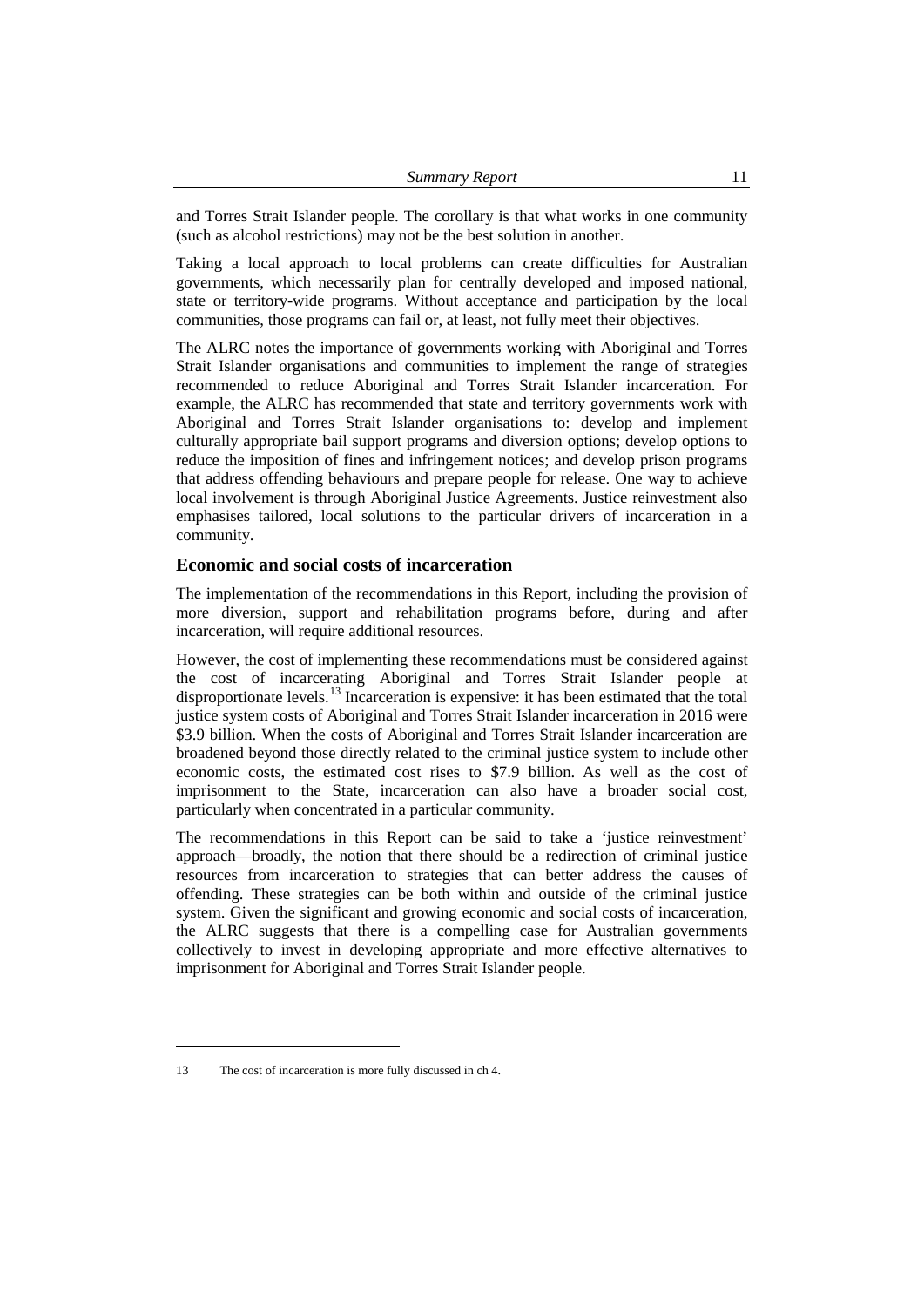and Torres Strait Islander people. The corollary is that what works in one community (such as alcohol restrictions) may not be the best solution in another.

Taking a local approach to local problems can create difficulties for Australian governments, which necessarily plan for centrally developed and imposed national, state or territory-wide programs. Without acceptance and participation by the local communities, those programs can fail or, at least, not fully meet their objectives.

The ALRC notes the importance of governments working with Aboriginal and Torres Strait Islander organisations and communities to implement the range of strategies recommended to reduce Aboriginal and Torres Strait Islander incarceration. For example, the ALRC has recommended that state and territory governments work with Aboriginal and Torres Strait Islander organisations to: develop and implement culturally appropriate bail support programs and diversion options; develop options to reduce the imposition of fines and infringement notices; and develop prison programs that address offending behaviours and prepare people for release. One way to achieve local involvement is through Aboriginal Justice Agreements. Justice reinvestment also emphasises tailored, local solutions to the particular drivers of incarceration in a community.

## Economic and social costs of incarceration

The implementation of the recommendations in this Report, including the provision of more diversion, support and rehabilitation programs before, during and after incarceration, will require additional resources.

However, the cost of implementing these recommendations must be considered against the cost of incarcerating Aboriginal and Torres Strait Islander people at disproportionate levels.[13] Incarceration is expensive: it has been estimated that the total justice system costs of Aboriginal and Torres Strait Islander incarceration in 2016 were $3.9 billion. When the costs of Aboriginal and Torres Strait Islander incarceration are broadened beyond those directly related to the criminal justice system to include other economic costs, the estimated cost rises to $7.9 billion. As well as the cost of imprisonment to the State, incarceration can also have a broader social cost, particularly when concentrated in a particular community.

The recommendations in this Report can be said to take a 'justice reinvestment' approach—broadly, the notion that there should be a redirection of criminal justice resources from incarceration to strategies that can better address the causes of offending. These strategies can be both within and outside of the criminal justice system. Given the significant and growing economic and social costs of incarceration, the ALRC suggests that there is a compelling case for Australian governments collectively to invest in developing appropriate and more effective alternatives to imprisonment for Aboriginal and Torres Strait Islander people.

---

13 The cost of incarceration is more fully discussed in ch 4.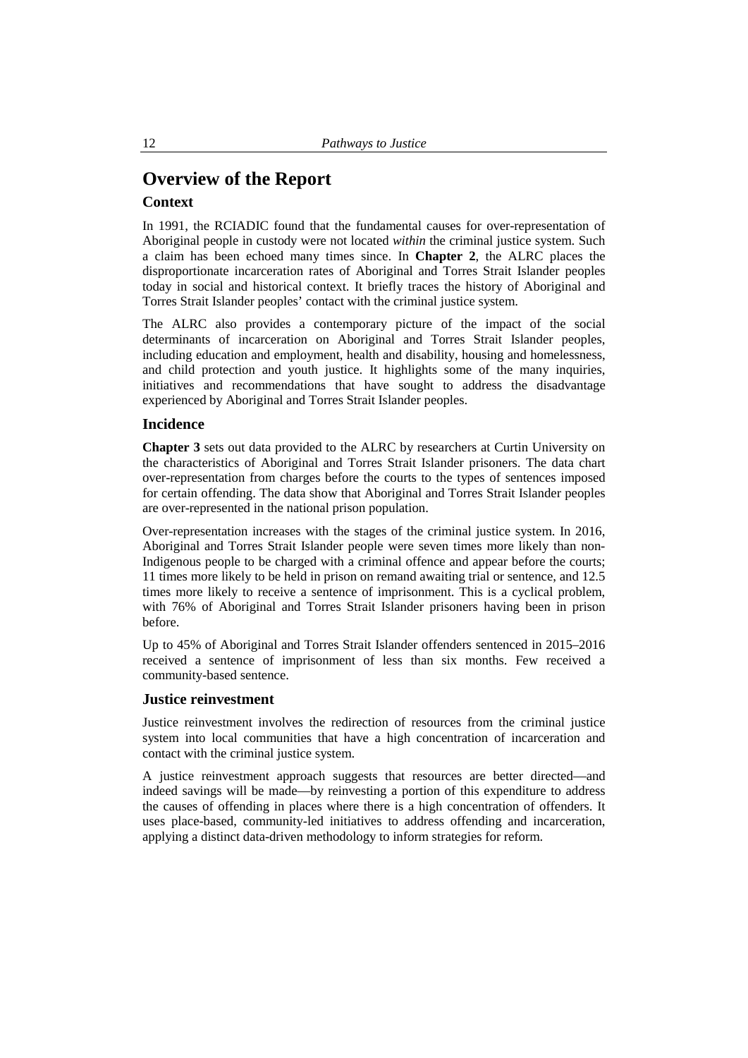## Overview of the Report

### Context

In 1991, the RCIADIC found that the fundamental causes for over-representation of Aboriginal people in custody were not located *within* the criminal justice system. Such a claim has been echoed many times since. In **Chapter 2**, the ALRC places the disproportionate incarceration rates of Aboriginal and Torres Strait Islander peoples today in social and historical context. It briefly traces the history of Aboriginal and Torres Strait Islander peoples' contact with the criminal justice system.

The ALRC also provides a contemporary picture of the impact of the social determinants of incarceration on Aboriginal and Torres Strait Islander peoples, including education and employment, health and disability, housing and homelessness, and child protection and youth justice. It highlights some of the many inquiries, initiatives and recommendations that have sought to address the disadvantage experienced by Aboriginal and Torres Strait Islander peoples.

### Incidence

**Chapter 3** sets out data provided to the ALRC by researchers at Curtin University on the characteristics of Aboriginal and Torres Strait Islander prisoners. The data chart over-representation from charges before the courts to the types of sentences imposed for certain offending. The data show that Aboriginal and Torres Strait Islander peoples are over-represented in the national prison population.

Over-representation increases with the stages of the criminal justice system. In 2016, Aboriginal and Torres Strait Islander people were seven times more likely than non-Indigenous people to be charged with a criminal offence and appear before the courts; 11 times more likely to be held in prison on remand awaiting trial or sentence, and 12.5 times more likely to receive a sentence of imprisonment. This is a cyclical problem, with 76% of Aboriginal and Torres Strait Islander prisoners having been in prison before.

Up to 45% of Aboriginal and Torres Strait Islander offenders sentenced in 2015–2016 received a sentence of imprisonment of less than six months. Few received a community-based sentence.

### Justice reinvestment

Justice reinvestment involves the redirection of resources from the criminal justice system into local communities that have a high concentration of incarceration and contact with the criminal justice system.

A justice reinvestment approach suggests that resources are better directed—and indeed savings will be made—by reinvesting a portion of this expenditure to address the causes of offending in places where there is a high concentration of offenders. It uses place-based, community-led initiatives to address offending and incarceration, applying a distinct data-driven methodology to inform strategies for reform.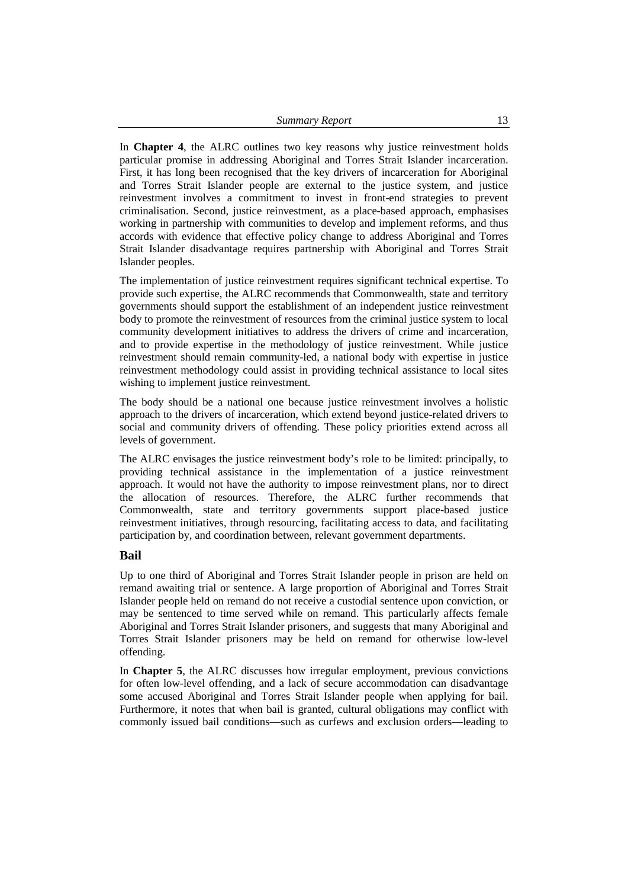In **Chapter 4**, the ALRC outlines two key reasons why justice reinvestment holds particular promise in addressing Aboriginal and Torres Strait Islander incarceration. First, it has long been recognised that the key drivers of incarceration for Aboriginal and Torres Strait Islander people are external to the justice system, and justice reinvestment involves a commitment to invest in front-end strategies to prevent criminalisation. Second, justice reinvestment, as a place-based approach, emphasises working in partnership with communities to develop and implement reforms, and thus accords with evidence that effective policy change to address Aboriginal and Torres Strait Islander disadvantage requires partnership with Aboriginal and Torres Strait Islander peoples.

The implementation of justice reinvestment requires significant technical expertise. To provide such expertise, the ALRC recommends that Commonwealth, state and territory governments should support the establishment of an independent justice reinvestment body to promote the reinvestment of resources from the criminal justice system to local community development initiatives to address the drivers of crime and incarceration, and to provide expertise in the methodology of justice reinvestment. While justice reinvestment should remain community-led, a national body with expertise in justice reinvestment methodology could assist in providing technical assistance to local sites wishing to implement justice reinvestment.

The body should be a national one because justice reinvestment involves a holistic approach to the drivers of incarceration, which extend beyond justice-related drivers to social and community drivers of offending. These policy priorities extend across all levels of government.

The ALRC envisages the justice reinvestment body's role to be limited: principally, to providing technical assistance in the implementation of a justice reinvestment approach. It would not have the authority to impose reinvestment plans, nor to direct the allocation of resources. Therefore, the ALRC further recommends that Commonwealth, state and territory governments support place-based justice reinvestment initiatives, through resourcing, facilitating access to data, and facilitating participation by, and coordination between, relevant government departments.

### Bail

Up to one third of Aboriginal and Torres Strait Islander people in prison are held on remand awaiting trial or sentence. A large proportion of Aboriginal and Torres Strait Islander people held on remand do not receive a custodial sentence upon conviction, or may be sentenced to time served while on remand. This particularly affects female Aboriginal and Torres Strait Islander prisoners, and suggests that many Aboriginal and Torres Strait Islander prisoners may be held on remand for otherwise low-level offending.

In **Chapter 5**, the ALRC discusses how irregular employment, previous convictions for often low-level offending, and a lack of secure accommodation can disadvantage some accused Aboriginal and Torres Strait Islander people when applying for bail. Furthermore, it notes that when bail is granted, cultural obligations may conflict with commonly issued bail conditions—such as curfews and exclusion orders—leading to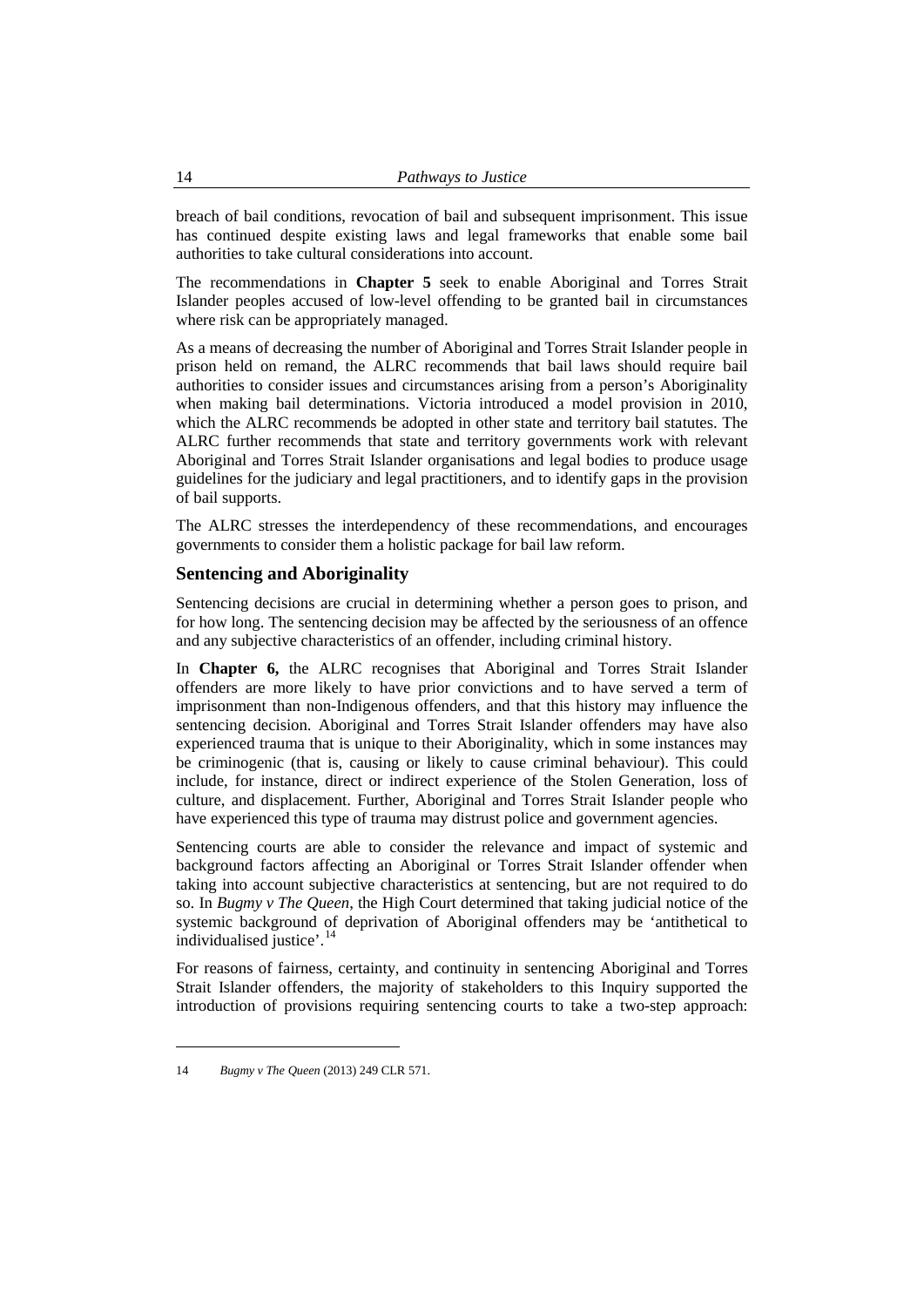breach of bail conditions, revocation of bail and subsequent imprisonment. This issue has continued despite existing laws and legal frameworks that enable some bail authorities to take cultural considerations into account.

The recommendations in **Chapter 5** seek to enable Aboriginal and Torres Strait Islander peoples accused of low-level offending to be granted bail in circumstances where risk can be appropriately managed.

As a means of decreasing the number of Aboriginal and Torres Strait Islander people in prison held on remand, the ALRC recommends that bail laws should require bail authorities to consider issues and circumstances arising from a person's Aboriginality when making bail determinations. Victoria introduced a model provision in 2010, which the ALRC recommends be adopted in other state and territory bail statutes. The ALRC further recommends that state and territory governments work with relevant Aboriginal and Torres Strait Islander organisations and legal bodies to produce usage guidelines for the judiciary and legal practitioners, and to identify gaps in the provision of bail supports.

The ALRC stresses the interdependency of these recommendations, and encourages governments to consider them a holistic package for bail law reform.

## Sentencing and Aboriginality

Sentencing decisions are crucial in determining whether a person goes to prison, and for how long. The sentencing decision may be affected by the seriousness of an offence and any subjective characteristics of an offender, including criminal history.

In **Chapter 6,** the ALRC recognises that Aboriginal and Torres Strait Islander offenders are more likely to have prior convictions and to have served a term of imprisonment than non-Indigenous offenders, and that this history may influence the sentencing decision. Aboriginal and Torres Strait Islander offenders may have also experienced trauma that is unique to their Aboriginality, which in some instances may be criminogenic (that is, causing or likely to cause criminal behaviour). This could include, for instance, direct or indirect experience of the Stolen Generation, loss of culture, and displacement. Further, Aboriginal and Torres Strait Islander people who have experienced this type of trauma may distrust police and government agencies.

Sentencing courts are able to consider the relevance and impact of systemic and background factors affecting an Aboriginal or Torres Strait Islander offender when taking into account subjective characteristics at sentencing, but are not required to do so. In *Bugmy v The Queen*, the High Court determined that taking judicial notice of the systemic background of deprivation of Aboriginal offenders may be 'antithetical to individualised justice'.[14]

For reasons of fairness, certainty, and continuity in sentencing Aboriginal and Torres Strait Islander offenders, the majority of stakeholders to this Inquiry supported the introduction of provisions requiring sentencing courts to take a two-step approach:

---

14 *Bugmy v The Queen* (2013) 249 CLR 571.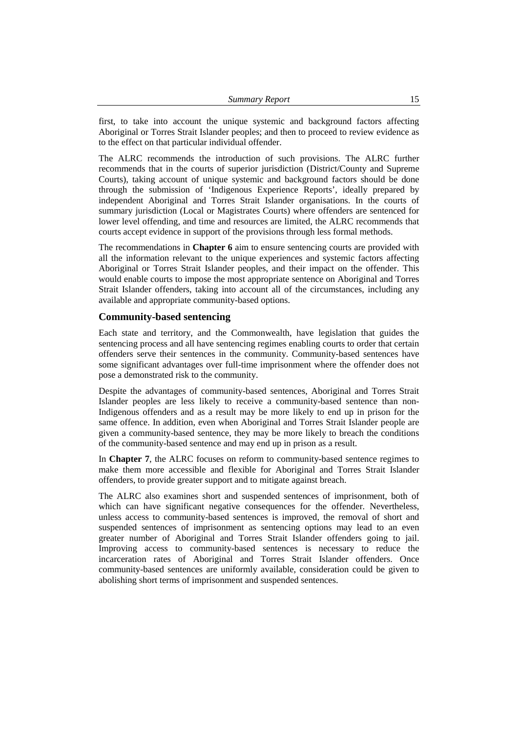first, to take into account the unique systemic and background factors affecting Aboriginal or Torres Strait Islander peoples; and then to proceed to review evidence as to the effect on that particular individual offender.

The ALRC recommends the introduction of such provisions. The ALRC further recommends that in the courts of superior jurisdiction (District/County and Supreme Courts), taking account of unique systemic and background factors should be done through the submission of 'Indigenous Experience Reports', ideally prepared by independent Aboriginal and Torres Strait Islander organisations. In the courts of summary jurisdiction (Local or Magistrates Courts) where offenders are sentenced for lower level offending, and time and resources are limited, the ALRC recommends that courts accept evidence in support of the provisions through less formal methods.

The recommendations in **Chapter 6** aim to ensure sentencing courts are provided with all the information relevant to the unique experiences and systemic factors affecting Aboriginal or Torres Strait Islander peoples, and their impact on the offender. This would enable courts to impose the most appropriate sentence on Aboriginal and Torres Strait Islander offenders, taking into account all of the circumstances, including any available and appropriate community-based options.

## Community-based sentencing

Each state and territory, and the Commonwealth, have legislation that guides the sentencing process and all have sentencing regimes enabling courts to order that certain offenders serve their sentences in the community. Community-based sentences have some significant advantages over full-time imprisonment where the offender does not pose a demonstrated risk to the community.

Despite the advantages of community-based sentences, Aboriginal and Torres Strait Islander peoples are less likely to receive a community-based sentence than non-Indigenous offenders and as a result may be more likely to end up in prison for the same offence. In addition, even when Aboriginal and Torres Strait Islander people are given a community-based sentence, they may be more likely to breach the conditions of the community-based sentence and may end up in prison as a result.

In **Chapter 7**, the ALRC focuses on reform to community-based sentence regimes to make them more accessible and flexible for Aboriginal and Torres Strait Islander offenders, to provide greater support and to mitigate against breach.

The ALRC also examines short and suspended sentences of imprisonment, both of which can have significant negative consequences for the offender. Nevertheless, unless access to community-based sentences is improved, the removal of short and suspended sentences of imprisonment as sentencing options may lead to an even greater number of Aboriginal and Torres Strait Islander offenders going to jail. Improving access to community-based sentences is necessary to reduce the incarceration rates of Aboriginal and Torres Strait Islander offenders. Once community-based sentences are uniformly available, consideration could be given to abolishing short terms of imprisonment and suspended sentences.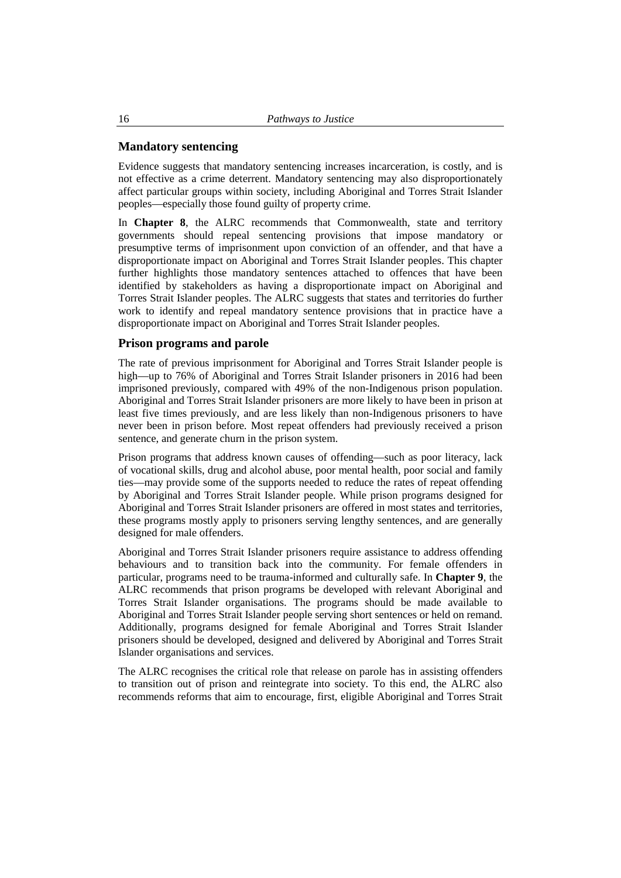## Mandatory sentencing

Evidence suggests that mandatory sentencing increases incarceration, is costly, and is not effective as a crime deterrent. Mandatory sentencing may also disproportionately affect particular groups within society, including Aboriginal and Torres Strait Islander peoples—especially those found guilty of property crime.

In **Chapter 8**, the ALRC recommends that Commonwealth, state and territory governments should repeal sentencing provisions that impose mandatory or presumptive terms of imprisonment upon conviction of an offender, and that have a disproportionate impact on Aboriginal and Torres Strait Islander peoples. This chapter further highlights those mandatory sentences attached to offences that have been identified by stakeholders as having a disproportionate impact on Aboriginal and Torres Strait Islander peoples. The ALRC suggests that states and territories do further work to identify and repeal mandatory sentence provisions that in practice have a disproportionate impact on Aboriginal and Torres Strait Islander peoples.

## Prison programs and parole

The rate of previous imprisonment for Aboriginal and Torres Strait Islander people is high—up to 76% of Aboriginal and Torres Strait Islander prisoners in 2016 had been imprisoned previously, compared with 49% of the non-Indigenous prison population. Aboriginal and Torres Strait Islander prisoners are more likely to have been in prison at least five times previously, and are less likely than non-Indigenous prisoners to have never been in prison before. Most repeat offenders had previously received a prison sentence, and generate churn in the prison system.

Prison programs that address known causes of offending—such as poor literacy, lack of vocational skills, drug and alcohol abuse, poor mental health, poor social and family ties—may provide some of the supports needed to reduce the rates of repeat offending by Aboriginal and Torres Strait Islander people. While prison programs designed for Aboriginal and Torres Strait Islander prisoners are offered in most states and territories, these programs mostly apply to prisoners serving lengthy sentences, and are generally designed for male offenders.

Aboriginal and Torres Strait Islander prisoners require assistance to address offending behaviours and to transition back into the community. For female offenders in particular, programs need to be trauma-informed and culturally safe. In **Chapter 9**, the ALRC recommends that prison programs be developed with relevant Aboriginal and Torres Strait Islander organisations. The programs should be made available to Aboriginal and Torres Strait Islander people serving short sentences or held on remand. Additionally, programs designed for female Aboriginal and Torres Strait Islander prisoners should be developed, designed and delivered by Aboriginal and Torres Strait Islander organisations and services.

The ALRC recognises the critical role that release on parole has in assisting offenders to transition out of prison and reintegrate into society. To this end, the ALRC also recommends reforms that aim to encourage, first, eligible Aboriginal and Torres Strait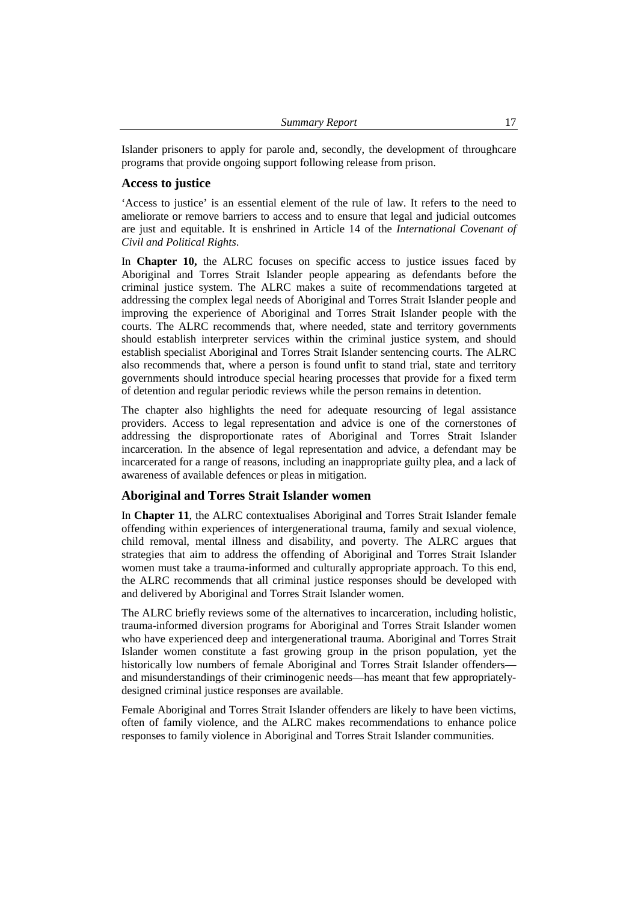Islander prisoners to apply for parole and, secondly, the development of throughcare programs that provide ongoing support following release from prison.

### Access to justice

'Access to justice' is an essential element of the rule of law. It refers to the need to ameliorate or remove barriers to access and to ensure that legal and judicial outcomes are just and equitable. It is enshrined in Article 14 of the *International Covenant of Civil and Political Rights*.

In **Chapter 10,** the ALRC focuses on specific access to justice issues faced by Aboriginal and Torres Strait Islander people appearing as defendants before the criminal justice system. The ALRC makes a suite of recommendations targeted at addressing the complex legal needs of Aboriginal and Torres Strait Islander people and improving the experience of Aboriginal and Torres Strait Islander people with the courts. The ALRC recommends that, where needed, state and territory governments should establish interpreter services within the criminal justice system, and should establish specialist Aboriginal and Torres Strait Islander sentencing courts. The ALRC also recommends that, where a person is found unfit to stand trial, state and territory governments should introduce special hearing processes that provide for a fixed term of detention and regular periodic reviews while the person remains in detention.

The chapter also highlights the need for adequate resourcing of legal assistance providers. Access to legal representation and advice is one of the cornerstones of addressing the disproportionate rates of Aboriginal and Torres Strait Islander incarceration. In the absence of legal representation and advice, a defendant may be incarcerated for a range of reasons, including an inappropriate guilty plea, and a lack of awareness of available defences or pleas in mitigation.

### Aboriginal and Torres Strait Islander women

In **Chapter 11**, the ALRC contextualises Aboriginal and Torres Strait Islander female offending within experiences of intergenerational trauma, family and sexual violence, child removal, mental illness and disability, and poverty. The ALRC argues that strategies that aim to address the offending of Aboriginal and Torres Strait Islander women must take a trauma-informed and culturally appropriate approach. To this end, the ALRC recommends that all criminal justice responses should be developed with and delivered by Aboriginal and Torres Strait Islander women.

The ALRC briefly reviews some of the alternatives to incarceration, including holistic, trauma-informed diversion programs for Aboriginal and Torres Strait Islander women who have experienced deep and intergenerational trauma. Aboriginal and Torres Strait Islander women constitute a fast growing group in the prison population, yet the historically low numbers of female Aboriginal and Torres Strait Islander offenders—and misunderstandings of their criminogenic needs—has meant that few appropriately-designed criminal justice responses are available.

Female Aboriginal and Torres Strait Islander offenders are likely to have been victims, often of family violence, and the ALRC makes recommendations to enhance police responses to family violence in Aboriginal and Torres Strait Islander communities.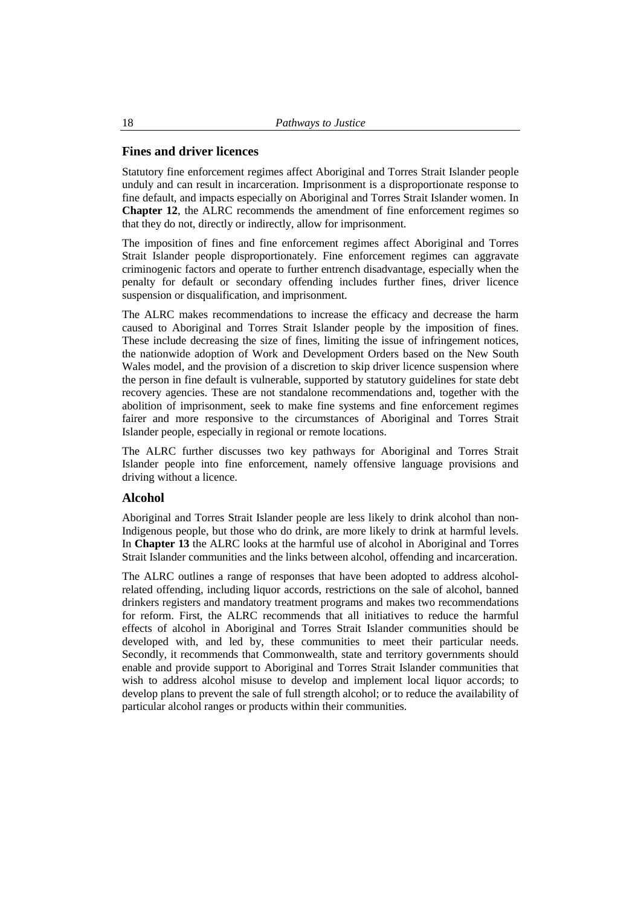## Fines and driver licences

Statutory fine enforcement regimes affect Aboriginal and Torres Strait Islander people unduly and can result in incarceration. Imprisonment is a disproportionate response to fine default, and impacts especially on Aboriginal and Torres Strait Islander women. In **Chapter 12**, the ALRC recommends the amendment of fine enforcement regimes so that they do not, directly or indirectly, allow for imprisonment.

The imposition of fines and fine enforcement regimes affect Aboriginal and Torres Strait Islander people disproportionately. Fine enforcement regimes can aggravate criminogenic factors and operate to further entrench disadvantage, especially when the penalty for default or secondary offending includes further fines, driver licence suspension or disqualification, and imprisonment.

The ALRC makes recommendations to increase the efficacy and decrease the harm caused to Aboriginal and Torres Strait Islander people by the imposition of fines. These include decreasing the size of fines, limiting the issue of infringement notices, the nationwide adoption of Work and Development Orders based on the New South Wales model, and the provision of a discretion to skip driver licence suspension where the person in fine default is vulnerable, supported by statutory guidelines for state debt recovery agencies. These are not standalone recommendations and, together with the abolition of imprisonment, seek to make fine systems and fine enforcement regimes fairer and more responsive to the circumstances of Aboriginal and Torres Strait Islander people, especially in regional or remote locations.

The ALRC further discusses two key pathways for Aboriginal and Torres Strait Islander people into fine enforcement, namely offensive language provisions and driving without a licence.

## Alcohol

Aboriginal and Torres Strait Islander people are less likely to drink alcohol than non-Indigenous people, but those who do drink, are more likely to drink at harmful levels. In **Chapter 13** the ALRC looks at the harmful use of alcohol in Aboriginal and Torres Strait Islander communities and the links between alcohol, offending and incarceration.

The ALRC outlines a range of responses that have been adopted to address alcohol-related offending, including liquor accords, restrictions on the sale of alcohol, banned drinkers registers and mandatory treatment programs and makes two recommendations for reform. First, the ALRC recommends that all initiatives to reduce the harmful effects of alcohol in Aboriginal and Torres Strait Islander communities should be developed with, and led by, these communities to meet their particular needs. Secondly, it recommends that Commonwealth, state and territory governments should enable and provide support to Aboriginal and Torres Strait Islander communities that wish to address alcohol misuse to develop and implement local liquor accords; to develop plans to prevent the sale of full strength alcohol; or to reduce the availability of particular alcohol ranges or products within their communities.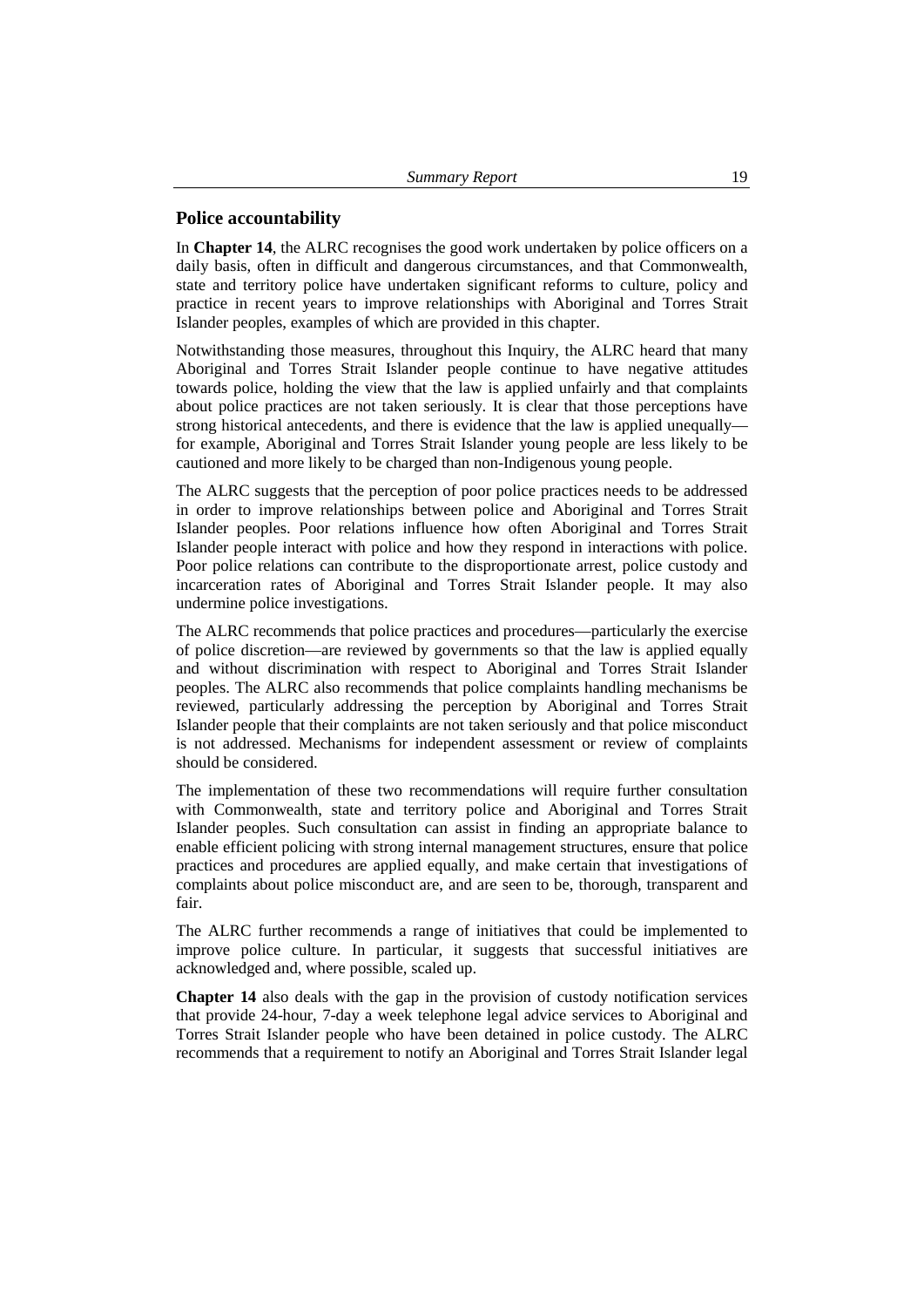## Police accountability

In **Chapter 14**, the ALRC recognises the good work undertaken by police officers on a daily basis, often in difficult and dangerous circumstances, and that Commonwealth, state and territory police have undertaken significant reforms to culture, policy and practice in recent years to improve relationships with Aboriginal and Torres Strait Islander peoples, examples of which are provided in this chapter.

Notwithstanding those measures, throughout this Inquiry, the ALRC heard that many Aboriginal and Torres Strait Islander people continue to have negative attitudes towards police, holding the view that the law is applied unfairly and that complaints about police practices are not taken seriously. It is clear that those perceptions have strong historical antecedents, and there is evidence that the law is applied unequally—for example, Aboriginal and Torres Strait Islander young people are less likely to be cautioned and more likely to be charged than non-Indigenous young people.

The ALRC suggests that the perception of poor police practices needs to be addressed in order to improve relationships between police and Aboriginal and Torres Strait Islander peoples. Poor relations influence how often Aboriginal and Torres Strait Islander people interact with police and how they respond in interactions with police. Poor police relations can contribute to the disproportionate arrest, police custody and incarceration rates of Aboriginal and Torres Strait Islander people. It may also undermine police investigations.

The ALRC recommends that police practices and procedures—particularly the exercise of police discretion—are reviewed by governments so that the law is applied equally and without discrimination with respect to Aboriginal and Torres Strait Islander peoples. The ALRC also recommends that police complaints handling mechanisms be reviewed, particularly addressing the perception by Aboriginal and Torres Strait Islander people that their complaints are not taken seriously and that police misconduct is not addressed. Mechanisms for independent assessment or review of complaints should be considered.

The implementation of these two recommendations will require further consultation with Commonwealth, state and territory police and Aboriginal and Torres Strait Islander peoples. Such consultation can assist in finding an appropriate balance to enable efficient policing with strong internal management structures, ensure that police practices and procedures are applied equally, and make certain that investigations of complaints about police misconduct are, and are seen to be, thorough, transparent and fair.

The ALRC further recommends a range of initiatives that could be implemented to improve police culture. In particular, it suggests that successful initiatives are acknowledged and, where possible, scaled up.

**Chapter 14** also deals with the gap in the provision of custody notification services that provide 24-hour, 7-day a week telephone legal advice services to Aboriginal and Torres Strait Islander people who have been detained in police custody. The ALRC recommends that a requirement to notify an Aboriginal and Torres Strait Islander legal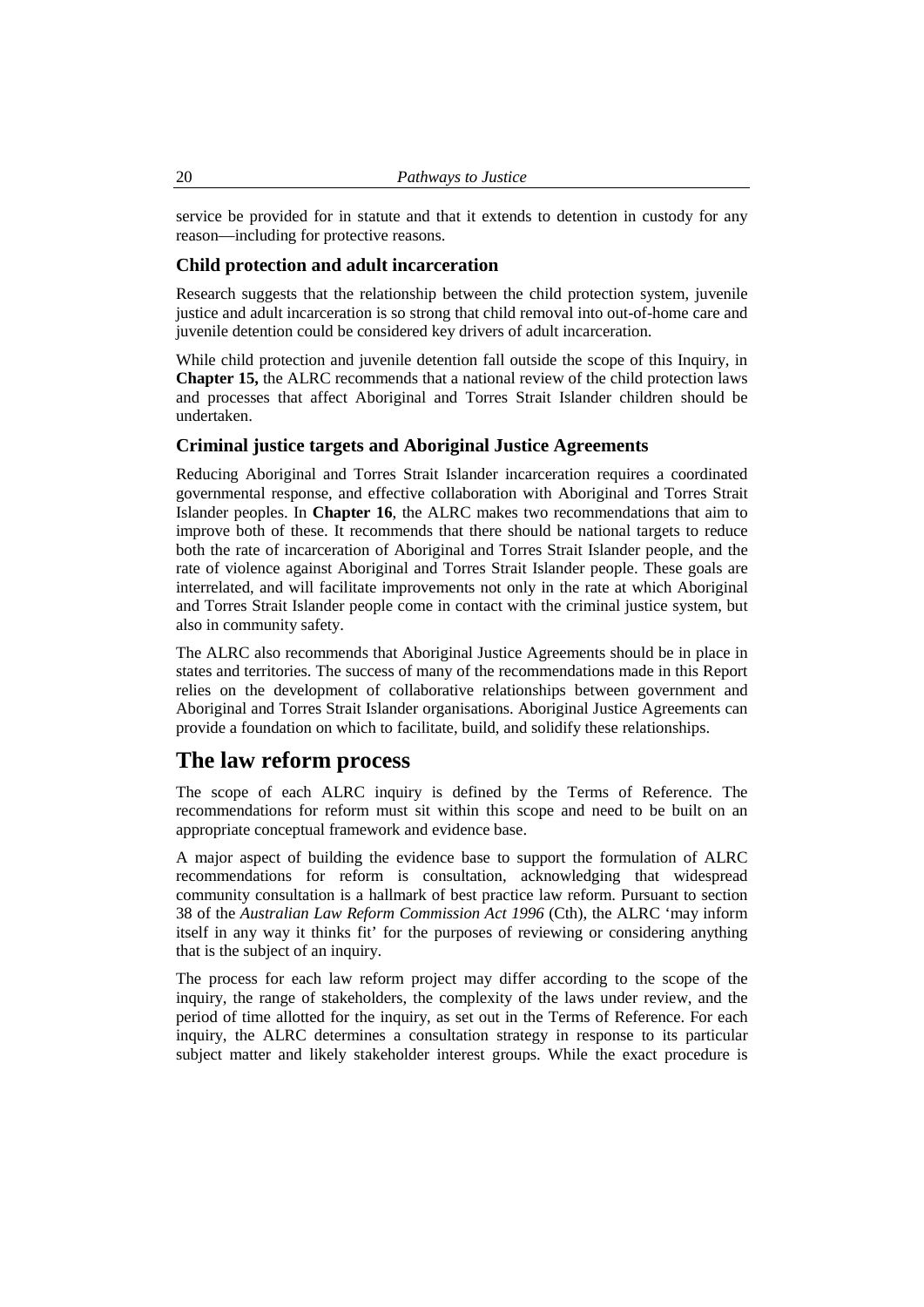service be provided for in statute and that it extends to detention in custody for any reason—including for protective reasons.

### Child protection and adult incarceration

Research suggests that the relationship between the child protection system, juvenile justice and adult incarceration is so strong that child removal into out-of-home care and juvenile detention could be considered key drivers of adult incarceration.

While child protection and juvenile detention fall outside the scope of this Inquiry, in **Chapter 15,** the ALRC recommends that a national review of the child protection laws and processes that affect Aboriginal and Torres Strait Islander children should be undertaken.

### Criminal justice targets and Aboriginal Justice Agreements

Reducing Aboriginal and Torres Strait Islander incarceration requires a coordinated governmental response, and effective collaboration with Aboriginal and Torres Strait Islander peoples. In **Chapter 16**, the ALRC makes two recommendations that aim to improve both of these. It recommends that there should be national targets to reduce both the rate of incarceration of Aboriginal and Torres Strait Islander people, and the rate of violence against Aboriginal and Torres Strait Islander people. These goals are interrelated, and will facilitate improvements not only in the rate at which Aboriginal and Torres Strait Islander people come in contact with the criminal justice system, but also in community safety.

The ALRC also recommends that Aboriginal Justice Agreements should be in place in states and territories. The success of many of the recommendations made in this Report relies on the development of collaborative relationships between government and Aboriginal and Torres Strait Islander organisations. Aboriginal Justice Agreements can provide a foundation on which to facilitate, build, and solidify these relationships.

## The law reform process

The scope of each ALRC inquiry is defined by the Terms of Reference. The recommendations for reform must sit within this scope and need to be built on an appropriate conceptual framework and evidence base.

A major aspect of building the evidence base to support the formulation of ALRC recommendations for reform is consultation, acknowledging that widespread community consultation is a hallmark of best practice law reform. Pursuant to section 38 of the *Australian Law Reform Commission Act 1996* (Cth), the ALRC 'may inform itself in any way it thinks fit' for the purposes of reviewing or considering anything that is the subject of an inquiry.

The process for each law reform project may differ according to the scope of the inquiry, the range of stakeholders, the complexity of the laws under review, and the period of time allotted for the inquiry, as set out in the Terms of Reference. For each inquiry, the ALRC determines a consultation strategy in response to its particular subject matter and likely stakeholder interest groups. While the exact procedure is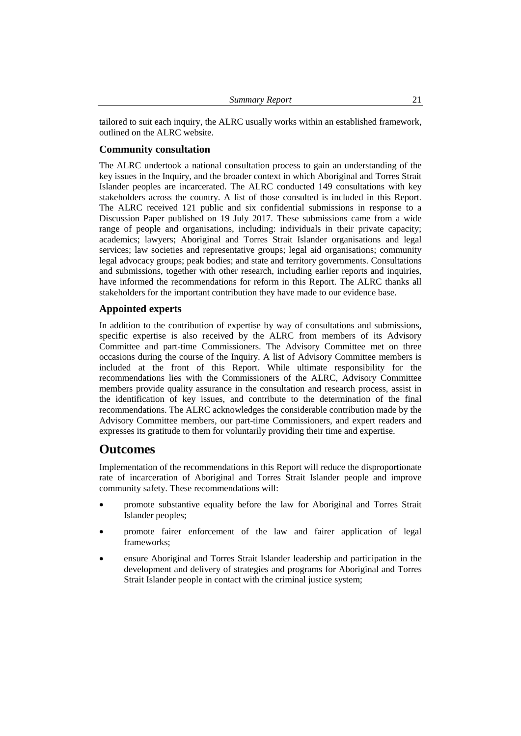tailored to suit each inquiry, the ALRC usually works within an established framework, outlined on the ALRC website.

### Community consultation

The ALRC undertook a national consultation process to gain an understanding of the key issues in the Inquiry, and the broader context in which Aboriginal and Torres Strait Islander peoples are incarcerated. The ALRC conducted 149 consultations with key stakeholders across the country. A list of those consulted is included in this Report. The ALRC received 121 public and six confidential submissions in response to a Discussion Paper published on 19 July 2017. These submissions came from a wide range of people and organisations, including: individuals in their private capacity; academics; lawyers; Aboriginal and Torres Strait Islander organisations and legal services; law societies and representative groups; legal aid organisations; community legal advocacy groups; peak bodies; and state and territory governments. Consultations and submissions, together with other research, including earlier reports and inquiries, have informed the recommendations for reform in this Report. The ALRC thanks all stakeholders for the important contribution they have made to our evidence base.

### Appointed experts

In addition to the contribution of expertise by way of consultations and submissions, specific expertise is also received by the ALRC from members of its Advisory Committee and part-time Commissioners. The Advisory Committee met on three occasions during the course of the Inquiry. A list of Advisory Committee members is included at the front of this Report. While ultimate responsibility for the recommendations lies with the Commissioners of the ALRC, Advisory Committee members provide quality assurance in the consultation and research process, assist in the identification of key issues, and contribute to the determination of the final recommendations. The ALRC acknowledges the considerable contribution made by the Advisory Committee members, our part-time Commissioners, and expert readers and expresses its gratitude to them for voluntarily providing their time and expertise.

## Outcomes

Implementation of the recommendations in this Report will reduce the disproportionate rate of incarceration of Aboriginal and Torres Strait Islander people and improve community safety. These recommendations will:

- promote substantive equality before the law for Aboriginal and Torres Strait Islander peoples;
- promote fairer enforcement of the law and fairer application of legal frameworks;
- ensure Aboriginal and Torres Strait Islander leadership and participation in the development and delivery of strategies and programs for Aboriginal and Torres Strait Islander people in contact with the criminal justice system;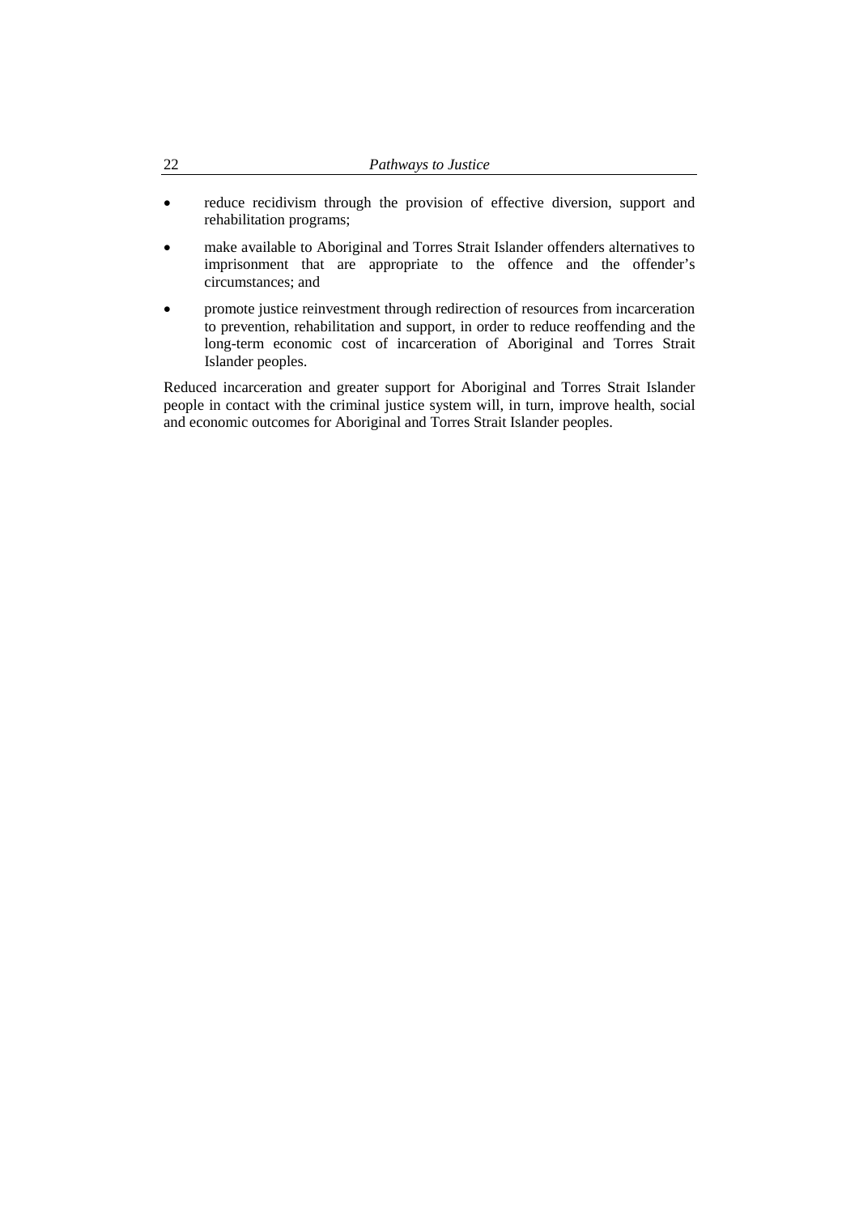- reduce recidivism through the provision of effective diversion, support and rehabilitation programs;
- make available to Aboriginal and Torres Strait Islander offenders alternatives to imprisonment that are appropriate to the offence and the offender's circumstances; and
- promote justice reinvestment through redirection of resources from incarceration to prevention, rehabilitation and support, in order to reduce reoffending and the long-term economic cost of incarceration of Aboriginal and Torres Strait Islander peoples.

Reduced incarceration and greater support for Aboriginal and Torres Strait Islander people in contact with the criminal justice system will, in turn, improve health, social and economic outcomes for Aboriginal and Torres Strait Islander peoples.